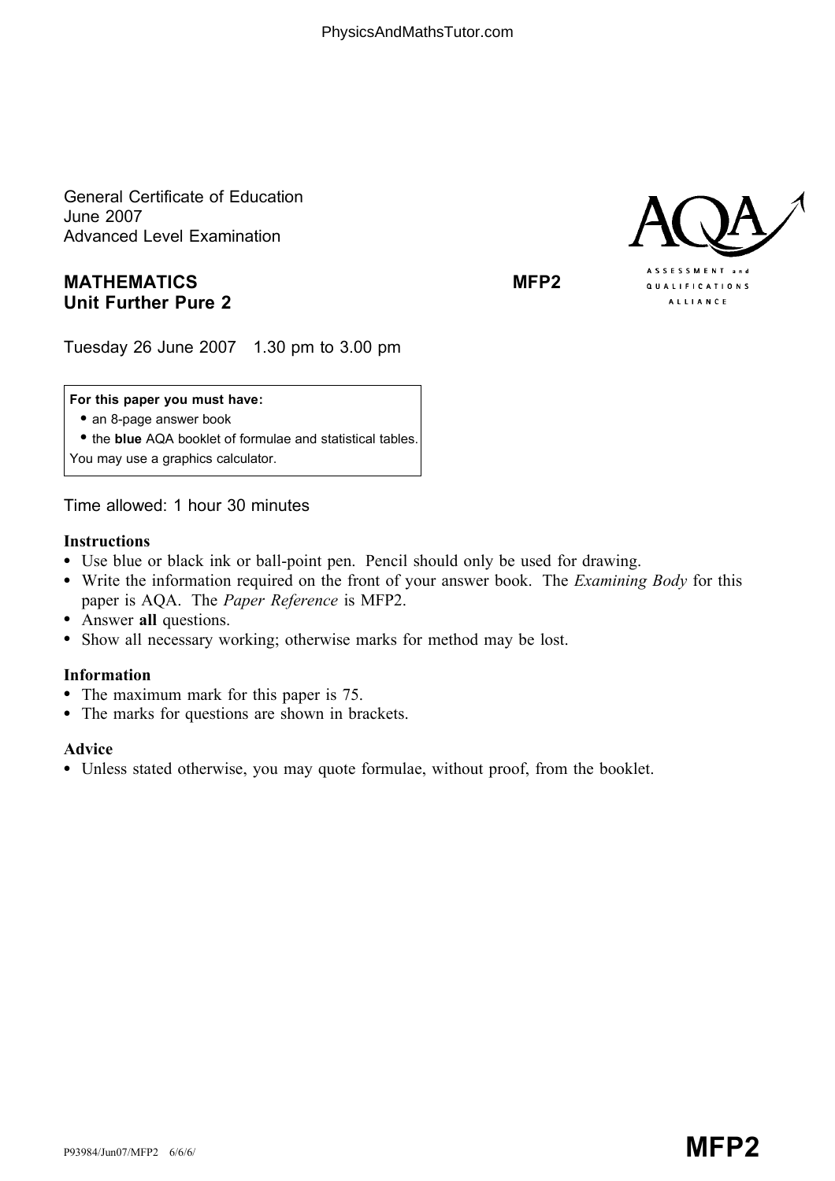General Certificate of Education
June 2007
Advanced Level Examination

**MATHEMATICS** **MFP2**
**Unit Further Pure 2**

Tuesday 26 June 2007 1.30 pm to 3.00 pm

**For this paper you must have:**

- an 8-page answer book
- the **blue** AQA booklet of formulae and statistical tables.

You may use a graphics calculator.

Time allowed: 1 hour 30 minutes

**Instructions**

- Use blue or black ink or ball-point pen. Pencil should only be used for drawing.
- Write the information required on the front of your answer book. The *Examining Body* for this paper is AQA. The *Paper Reference* is MFP2.
- Answer **all** questions.
- Show all necessary working; otherwise marks for method may be lost.

**Information**

- The maximum mark for this paper is 75.
- The marks for questions are shown in brackets.

**Advice**

- Unless stated otherwise, you may quote formulae, without proof, from the booklet.

P93984/Jun07/MFP2 6/6/6/ **MFP2**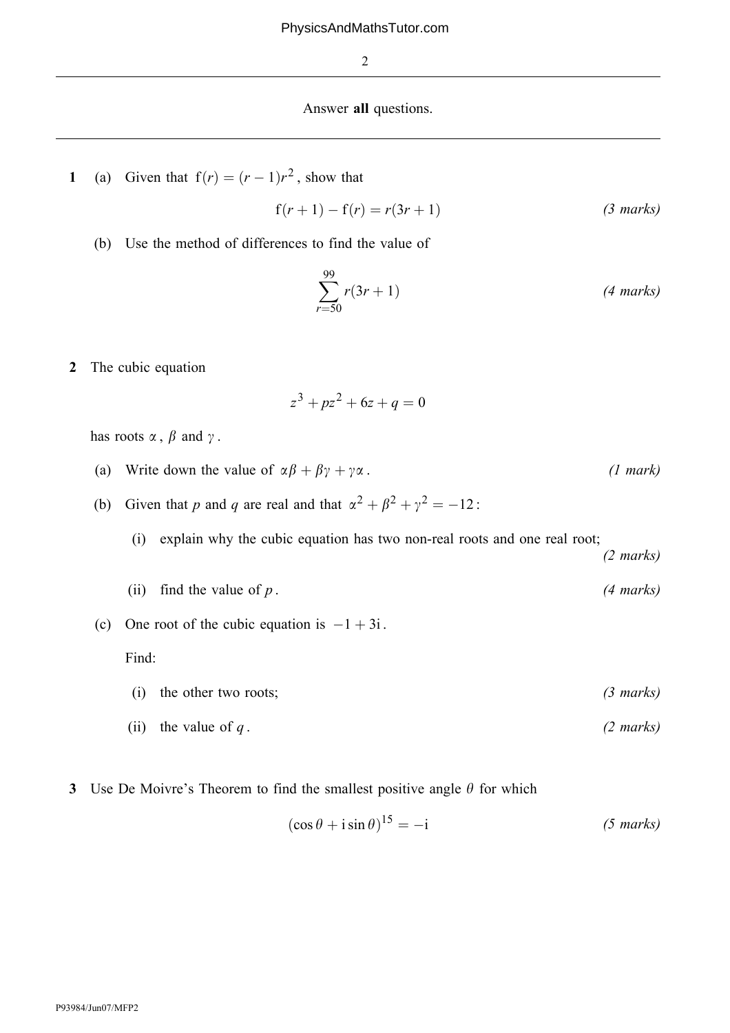Answer **all** questions.

---

**1** (a) Given that $\mathrm{f}(r) = (r-1)r^2$, show that

$$\mathrm{f}(r+1) - \mathrm{f}(r) = r(3r+1) \qquad \textit{(3 marks)}$$

(b) Use the method of differences to find the value of

$$\sum_{r=50}^{99} r(3r+1) \qquad \textit{(4 marks)}$$

**2** The cubic equation

$$z^3 + pz^2 + 6z + q = 0$$

has roots $\alpha$, $\beta$ and $\gamma$.

(a) Write down the value of $\alpha\beta + \beta\gamma + \gamma\alpha$. *(1 mark)*

(b) Given that $p$ and $q$ are real and that $\alpha^2 + \beta^2 + \gamma^2 = -12$:

(i) explain why the cubic equation has two non-real roots and one real root; *(2 marks)*

(ii) find the value of $p$. *(4 marks)*

(c) One root of the cubic equation is $-1 + 3\mathrm{i}$.

Find:

(i) the other two roots; *(3 marks)*

(ii) the value of $q$. *(2 marks)*

**3** Use De Moivre's Theorem to find the smallest positive angle $\theta$ for which

$$(\cos\theta + \mathrm{i}\sin\theta)^{15} = -\mathrm{i} \qquad \textit{(5 marks)}$$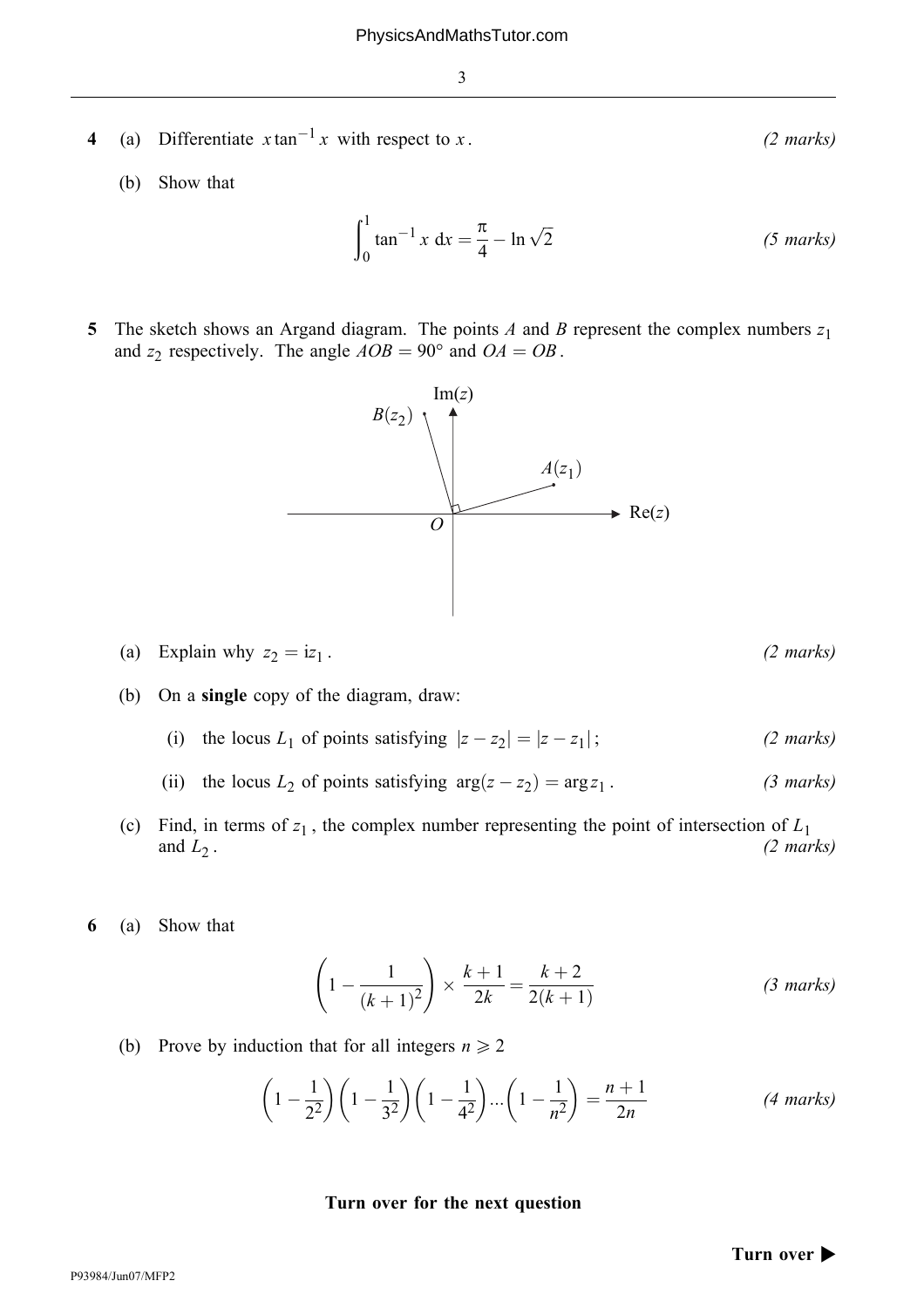**4** (a) Differentiate $x\tan^{-1}x$ with respect to $x$. *(2 marks)*

(b) Show that

$$\int_0^1 \tan^{-1} x \, \mathrm{d}x = \frac{\pi}{4} - \ln\sqrt{2}$$ *(5 marks)*

**5** The sketch shows an Argand diagram. The points $A$ and $B$ represent the complex numbers $z_1$ and $z_2$ respectively. The angle $AOB = 90°$ and $OA = OB$.

(a) Explain why $z_2 = \mathrm{i}z_1$. *(2 marks)*

(b) On a **single** copy of the diagram, draw:

(i) the locus $L_1$ of points satisfying $|z - z_2| = |z - z_1|$; *(2 marks)*

(ii) the locus $L_2$ of points satisfying $\arg(z - z_2) = \arg z_1$. *(3 marks)*

(c) Find, in terms of $z_1$, the complex number representing the point of intersection of $L_1$ and $L_2$. *(2 marks)*

**6** (a) Show that

$$\left(1 - \frac{1}{(k+1)^2}\right) \times \frac{k+1}{2k} = \frac{k+2}{2(k+1)}$$ *(3 marks)*

(b) Prove by induction that for all integers $n \geqslant 2$

$$\left(1 - \frac{1}{2^2}\right)\left(1 - \frac{1}{3^2}\right)\left(1 - \frac{1}{4^2}\right)\ldots\left(1 - \frac{1}{n^2}\right) = \frac{n+1}{2n}$$ *(4 marks)*

**Turn over for the next question**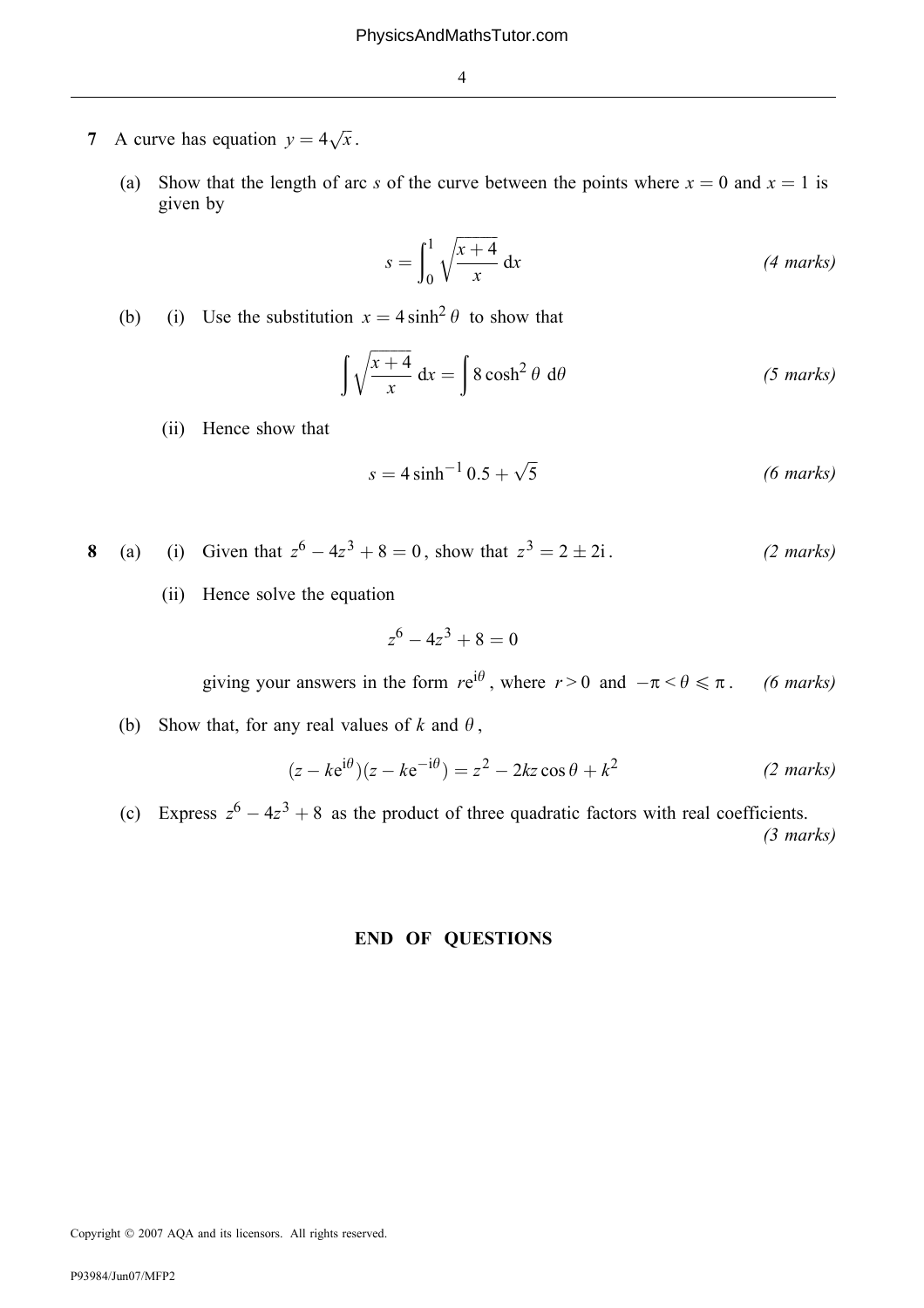**7** A curve has equation $y = 4\sqrt{x}$.

(a) Show that the length of arc $s$ of the curve between the points where $x = 0$ and $x = 1$ is given by

$$s = \int_0^1 \sqrt{\frac{x+4}{x}}\, \mathrm{d}x$$ *(4 marks)*

(b) (i) Use the substitution $x = 4\sinh^2\theta$ to show that

$$\int \sqrt{\frac{x+4}{x}}\, \mathrm{d}x = \int 8\cosh^2\theta \, \mathrm{d}\theta$$ *(5 marks)*

(ii) Hence show that

$$s = 4\sinh^{-1} 0.5 + \sqrt{5}$$ *(6 marks)*

**8** (a) (i) Given that $z^6 - 4z^3 + 8 = 0$, show that $z^3 = 2 \pm 2\mathrm{i}$. *(2 marks)*

(ii) Hence solve the equation

$$z^6 - 4z^3 + 8 = 0$$

giving your answers in the form $r\mathrm{e}^{\mathrm{i}\theta}$, where $r > 0$ and $-\pi < \theta \leqslant \pi$. *(6 marks)*

(b) Show that, for any real values of $k$ and $\theta$,

$$(z - k\mathrm{e}^{\mathrm{i}\theta})(z - k\mathrm{e}^{-\mathrm{i}\theta}) = z^2 - 2kz\cos\theta + k^2$$ *(2 marks)*

(c) Express $z^6 - 4z^3 + 8$ as the product of three quadratic factors with real coefficients. *(3 marks)*

**END OF QUESTIONS**

Copyright © 2007 AQA and its licensors. All rights reserved.

P93984/Jun07/MFP2